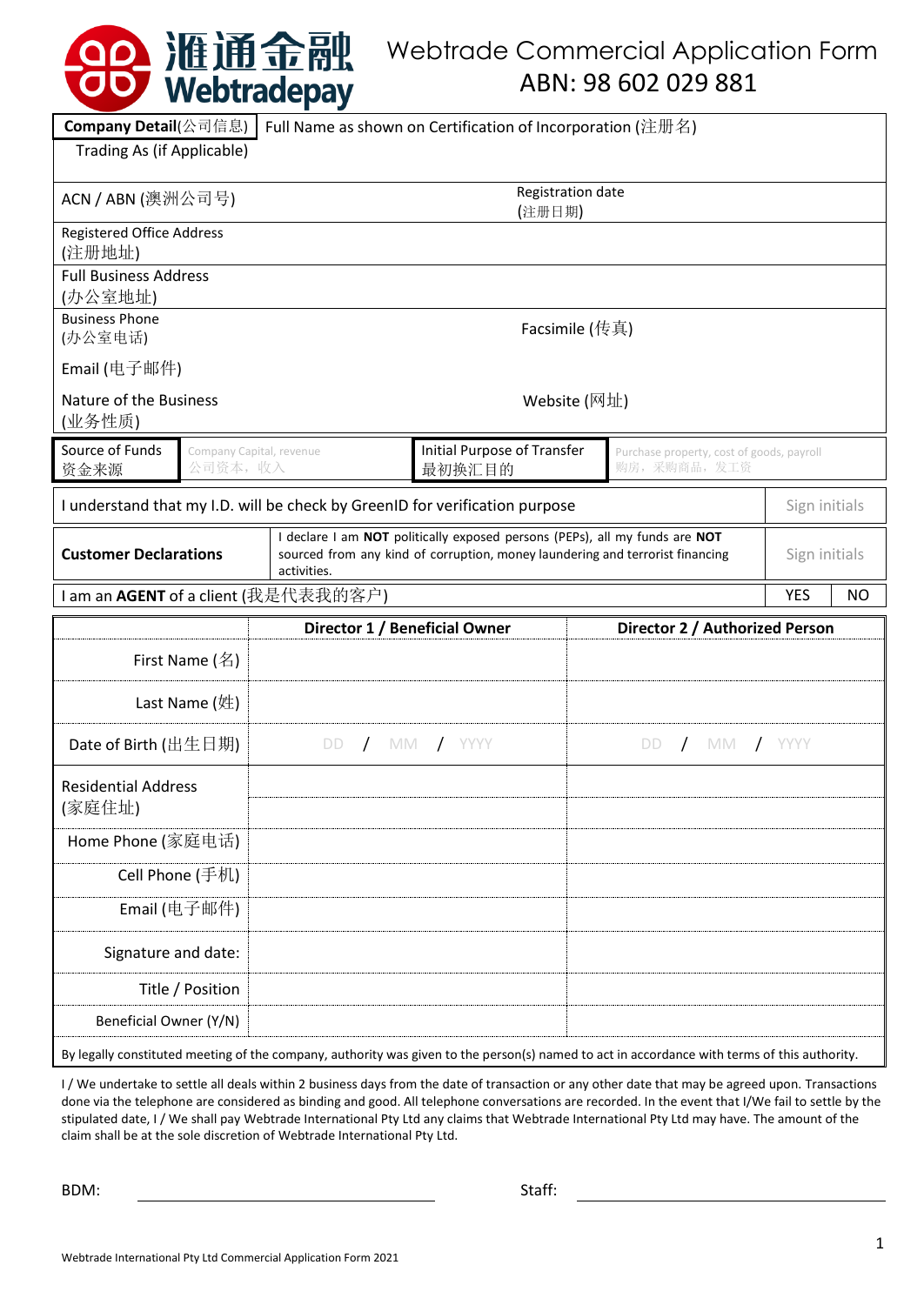# 滙通金融 Webtradepay

# Webtrade Commercial Application Form

ABN: 98 602 029 881

| **Company Detail**(公司信息) | Full Name as shown on Certification of Incorporation (注册名) |
|---|---|
| Trading As (if Applicable) | |
| ACN / ABN (澳洲公司号) | Registration date (注册日期) |
| Registered Office Address (注册地址) | |
| Full Business Address (办公室地址) | |
| Business Phone (办公室电话) | Facsimile (传真) |
| Email (电子邮件) | |
| Nature of the Business (业务性质) | Website (网址) |

| Source of Funds 资金来源 | Company Capital, revenue 公司资本，收入 | Initial Purpose of Transfer 最初换汇目的 | Purchase property, cost of goods, payroll 购房，采购商品，发工资 |
|---|---|---|---|

| I understand that my I.D. will be check by GreenID for verification purpose | | Sign initials | |
|---|---|---|---|
| **Customer Declarations** | I declare I am **NOT** politically exposed persons (PEPs), all my funds are **NOT** sourced from any kind of corruption, money laundering and terrorist financing activities. | Sign initials | |
| I am an **AGENT** of a client (我是代表我的客户) | | YES | NO |

| | **Director 1 / Beneficial Owner** | **Director 2 / Authorized Person** |
|---|---|---|
| First Name (名) | | |
| Last Name (姓) | | |
| Date of Birth (出生日期) | DD / MM / YYYY | DD / MM / YYYY |
| Residential Address (家庭住址) | | |
| Home Phone (家庭电话) | | |
| Cell Phone (手机) | | |
| Email (电子邮件) | | |
| Signature and date: | | |
| Title / Position | | |
| Beneficial Owner (Y/N) | | |

By legally constituted meeting of the company, authority was given to the person(s) named to act in accordance with terms of this authority.

I / We undertake to settle all deals within 2 business days from the date of transaction or any other date that may be agreed upon. Transactions done via the telephone are considered as binding and good. All telephone conversations are recorded. In the event that I/We fail to settle by the stipulated date, I / We shall pay Webtrade International Pty Ltd any claims that Webtrade International Pty Ltd may have. The amount of the claim shall be at the sole discretion of Webtrade International Pty Ltd.

BDM: ____________________ Staff: ____________________

Webtrade International Pty Ltd Commercial Application Form 2021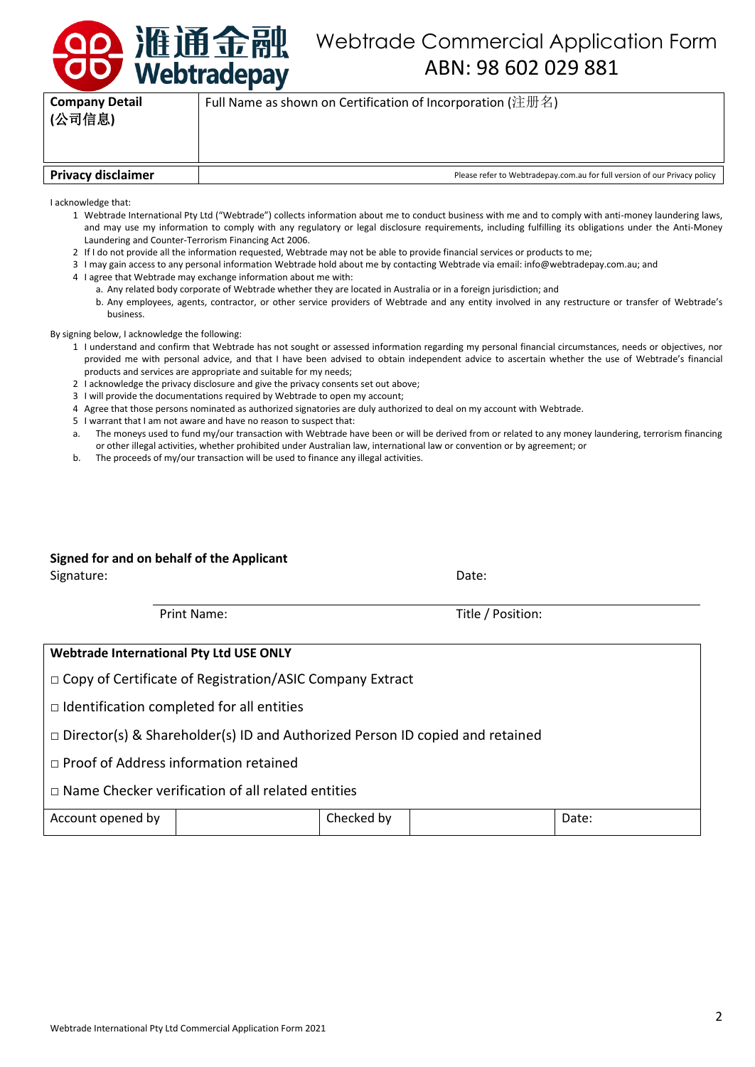# 滙通金融 Webtradepay

# Webtrade Commercial Application Form
ABN: 98 602 029 881

| **Company Detail (公司信息)** | Full Name as shown on Certification of Incorporation (注册名) |
| --- | --- |
| **Privacy disclaimer** | Please refer to Webtradepay.com.au for full version of our Privacy policy |

I acknowledge that:

1. Webtrade International Pty Ltd ("Webtrade") collects information about me to conduct business with me and to comply with anti-money laundering laws, and may use my information to comply with any regulatory or legal disclosure requirements, including fulfilling its obligations under the Anti-Money Laundering and Counter-Terrorism Financing Act 2006.
2. If I do not provide all the information requested, Webtrade may not be able to provide financial services or products to me;
3. I may gain access to any personal information Webtrade hold about me by contacting Webtrade via email: info@webtradepay.com.au; and
4. I agree that Webtrade may exchange information about me with:
   a. Any related body corporate of Webtrade whether they are located in Australia or in a foreign jurisdiction; and
   b. Any employees, agents, contractor, or other service providers of Webtrade and any entity involved in any restructure or transfer of Webtrade's business.

By signing below, I acknowledge the following:

1. I understand and confirm that Webtrade has not sought or assessed information regarding my personal financial circumstances, needs or objectives, nor provided me with personal advice, and that I have been advised to obtain independent advice to ascertain whether the use of Webtrade's financial products and services are appropriate and suitable for my needs;
2. I acknowledge the privacy disclosure and give the privacy consents set out above;
3. I will provide the documentations required by Webtrade to open my account;
4. Agree that those persons nominated as authorized signatories are duly authorized to deal on my account with Webtrade.
5. I warrant that I am not aware and have no reason to suspect that:

a. The moneys used to fund my/our transaction with Webtrade have been or will be derived from or related to any money laundering, terrorism financing or other illegal activities, whether prohibited under Australian law, international law or convention or by agreement; or

b. The proceeds of my/our transaction will be used to finance any illegal activities.

**Signed for and on behalf of the Applicant**

Signature: Date:

Print Name: Title / Position:

| **Webtrade International Pty Ltd USE ONLY** | | | | |
| --- | --- | --- | --- | --- |
| □ Copy of Certificate of Registration/ASIC Company Extract | | | | |
| □ Identification completed for all entities | | | | |
| □ Director(s) & Shareholder(s) ID and Authorized Person ID copied and retained | | | | |
| □ Proof of Address information retained | | | | |
| □ Name Checker verification of all related entities | | | | |
| Account opened by | | Checked by | | Date: |

Webtrade International Pty Ltd Commercial Application Form 2021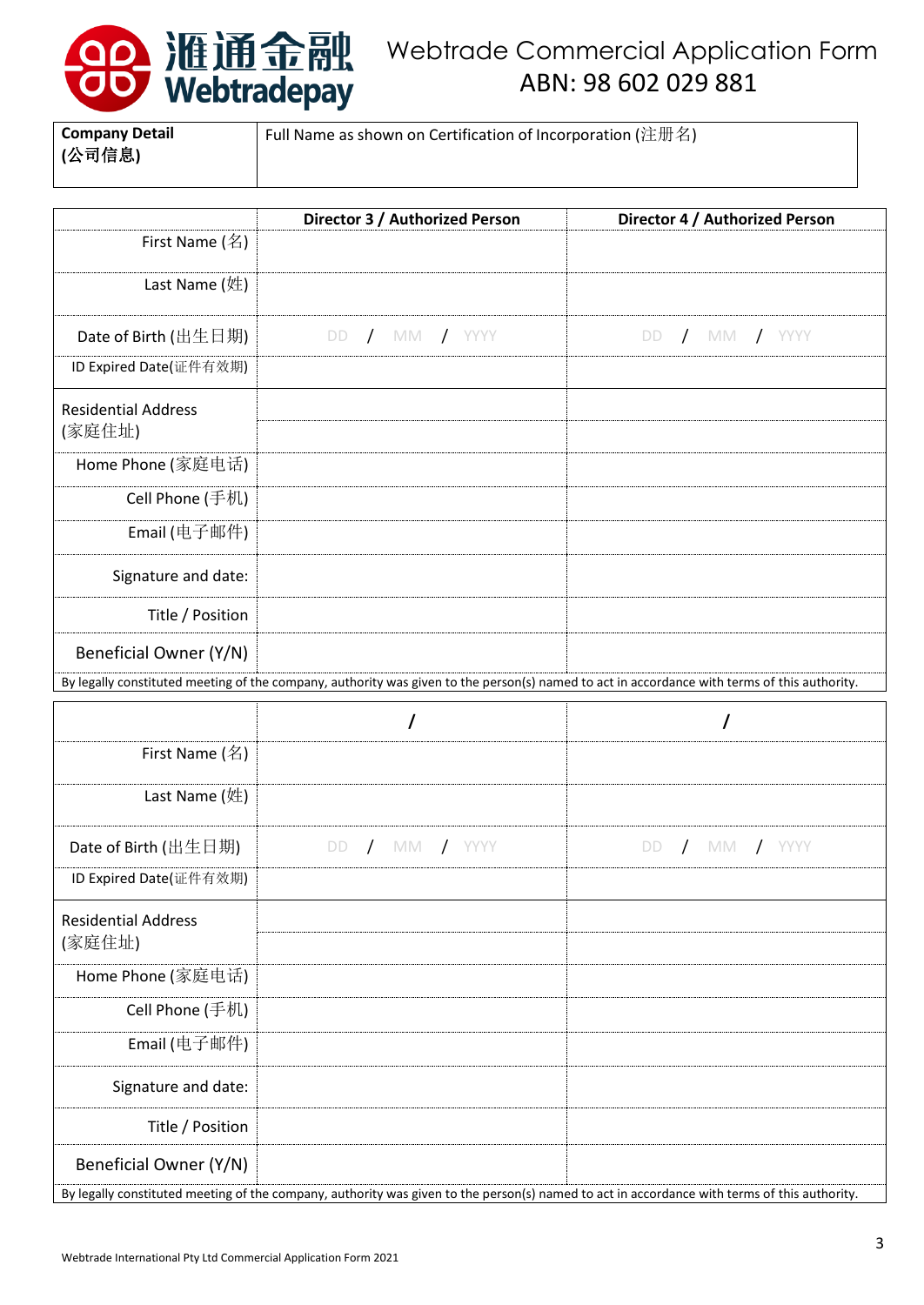# 滙通金融 Webtradepay

# Webtrade Commercial Application Form
ABN: 98 602 029 881

| | |
|---|---|
| **Company Detail (公司信息)** | Full Name as shown on Certification of Incorporation (注册名) |

| | Director 3 / Authorized Person | Director 4 / Authorized Person |
|---|---|---|
| First Name (名) | | |
| Last Name (姓) | | |
| Date of Birth (出生日期) | DD / MM / YYYY | DD / MM / YYYY |
| ID Expired Date(证件有效期) | | |
| Residential Address (家庭住址) | | |
| Home Phone (家庭电话) | | |
| Cell Phone (手机) | | |
| Email (电子邮件) | | |
| Signature and date: | | |
| Title / Position | | |
| Beneficial Owner (Y/N) | | |

By legally constituted meeting of the company, authority was given to the person(s) named to act in accordance with terms of this authority.

| | / | / |
|---|---|---|
| First Name (名) | | |
| Last Name (姓) | | |
| Date of Birth (出生日期) | DD / MM / YYYY | DD / MM / YYYY |
| ID Expired Date(证件有效期) | | |
| Residential Address (家庭住址) | | |
| Home Phone (家庭电话) | | |
| Cell Phone (手机) | | |
| Email (电子邮件) | | |
| Signature and date: | | |
| Title / Position | | |
| Beneficial Owner (Y/N) | | |

By legally constituted meeting of the company, authority was given to the person(s) named to act in accordance with terms of this authority.